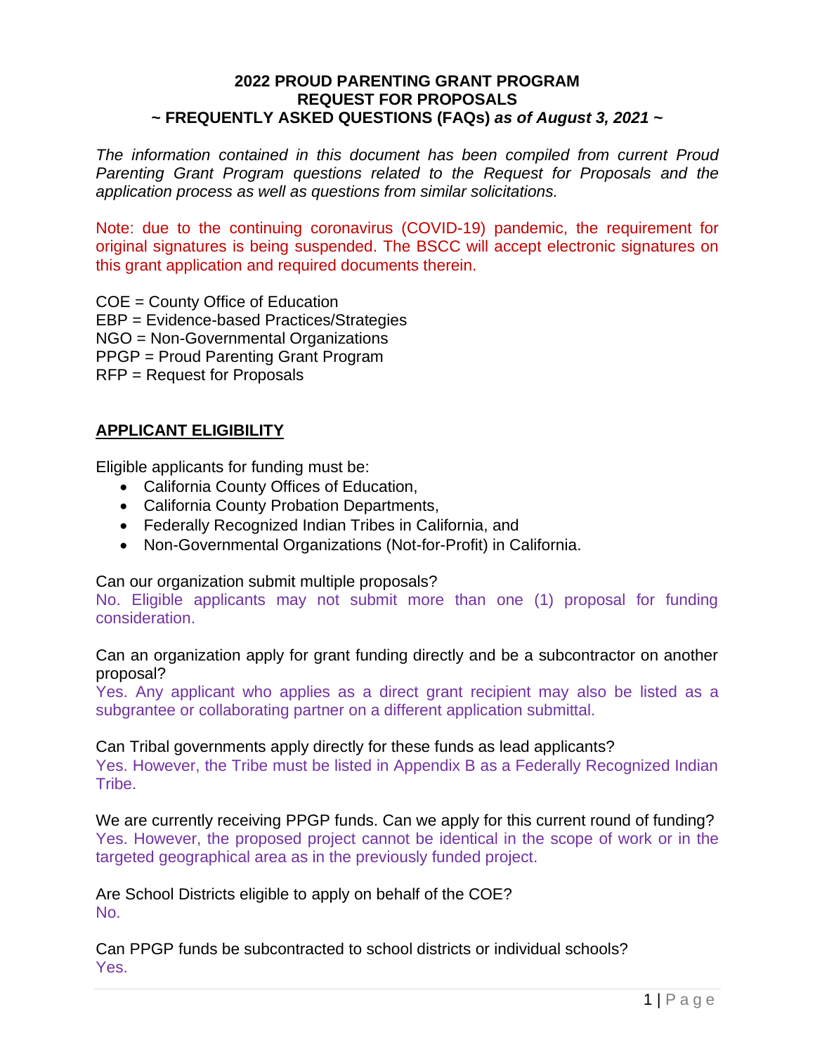**2022 PROUD PARENTING GRANT PROGRAM**
**REQUEST FOR PROPOSALS**
**~ FREQUENTLY ASKED QUESTIONS (FAQs) *as of August 3, 2021* ~**

*The information contained in this document has been compiled from current Proud Parenting Grant Program questions related to the Request for Proposals and the application process as well as questions from similar solicitations.*

Note: due to the continuing coronavirus (COVID-19) pandemic, the requirement for original signatures is being suspended. The BSCC will accept electronic signatures on this grant application and required documents therein.

COE = County Office of Education
EBP = Evidence-based Practices/Strategies
NGO = Non-Governmental Organizations
PPGP = Proud Parenting Grant Program
RFP = Request for Proposals

## APPLICANT ELIGIBILITY

Eligible applicants for funding must be:

- California County Offices of Education,
- California County Probation Departments,
- Federally Recognized Indian Tribes in California, and
- Non-Governmental Organizations (Not-for-Profit) in California.

Can our organization submit multiple proposals?
No. Eligible applicants may not submit more than one (1) proposal for funding consideration.

Can an organization apply for grant funding directly and be a subcontractor on another proposal?
Yes. Any applicant who applies as a direct grant recipient may also be listed as a subgrantee or collaborating partner on a different application submittal.

Can Tribal governments apply directly for these funds as lead applicants?
Yes. However, the Tribe must be listed in Appendix B as a Federally Recognized Indian Tribe.

We are currently receiving PPGP funds. Can we apply for this current round of funding?
Yes. However, the proposed project cannot be identical in the scope of work or in the targeted geographical area as in the previously funded project.

Are School Districts eligible to apply on behalf of the COE?
No.

Can PPGP funds be subcontracted to school districts or individual schools?
Yes.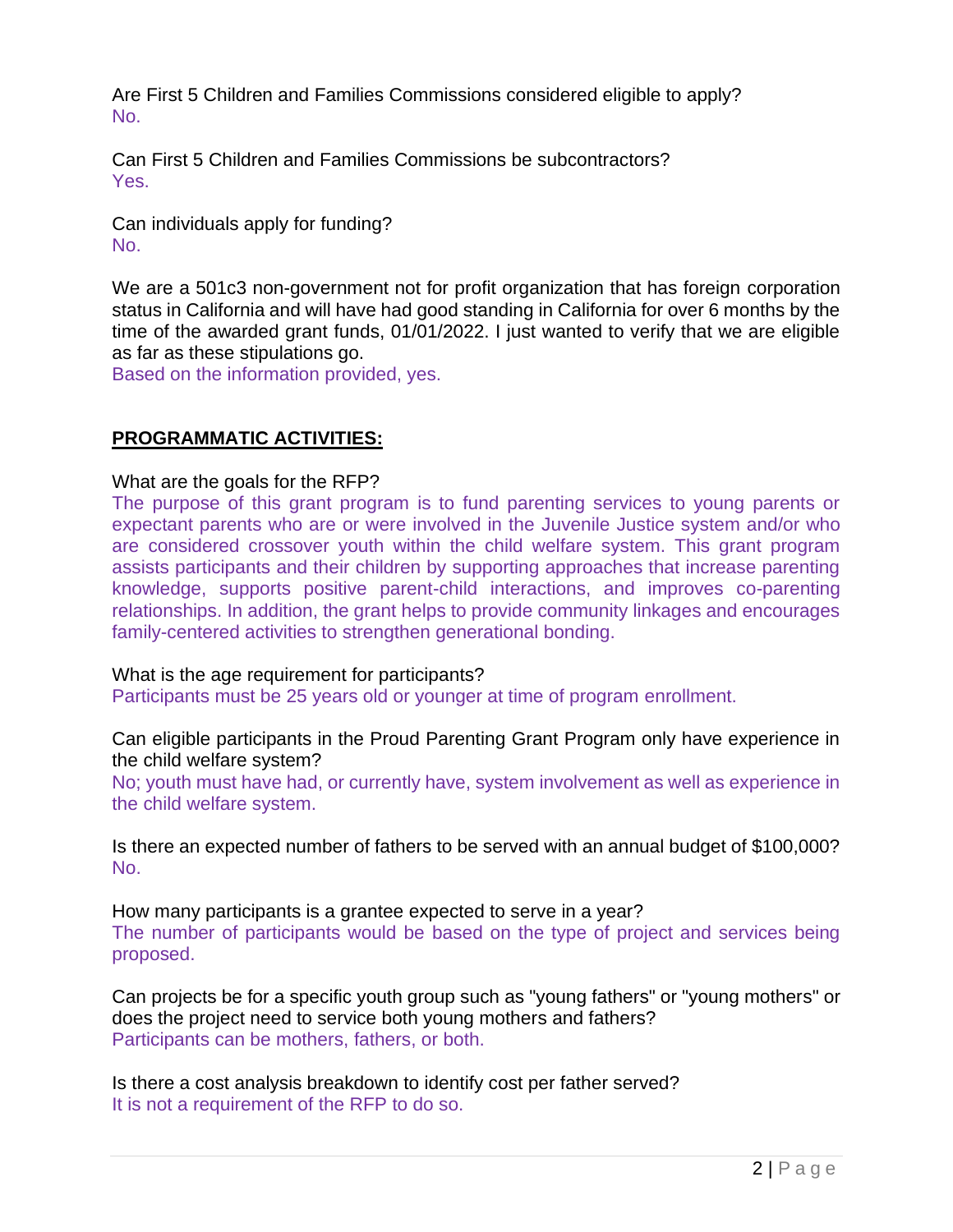Are First 5 Children and Families Commissions considered eligible to apply?
No.

Can First 5 Children and Families Commissions be subcontractors?
Yes.

Can individuals apply for funding?
No.

We are a 501c3 non-government not for profit organization that has foreign corporation status in California and will have had good standing in California for over 6 months by the time of the awarded grant funds, 01/01/2022. I just wanted to verify that we are eligible as far as these stipulations go.
Based on the information provided, yes.

## PROGRAMMATIC ACTIVITIES:

What are the goals for the RFP?
The purpose of this grant program is to fund parenting services to young parents or expectant parents who are or were involved in the Juvenile Justice system and/or who are considered crossover youth within the child welfare system. This grant program assists participants and their children by supporting approaches that increase parenting knowledge, supports positive parent-child interactions, and improves co-parenting relationships. In addition, the grant helps to provide community linkages and encourages family-centered activities to strengthen generational bonding.

What is the age requirement for participants?
Participants must be 25 years old or younger at time of program enrollment.

Can eligible participants in the Proud Parenting Grant Program only have experience in the child welfare system?
No; youth must have had, or currently have, system involvement as well as experience in the child welfare system.

Is there an expected number of fathers to be served with an annual budget of $100,000?
No.

How many participants is a grantee expected to serve in a year?
The number of participants would be based on the type of project and services being proposed.

Can projects be for a specific youth group such as "young fathers" or "young mothers" or does the project need to service both young mothers and fathers?
Participants can be mothers, fathers, or both.

Is there a cost analysis breakdown to identify cost per father served?
It is not a requirement of the RFP to do so.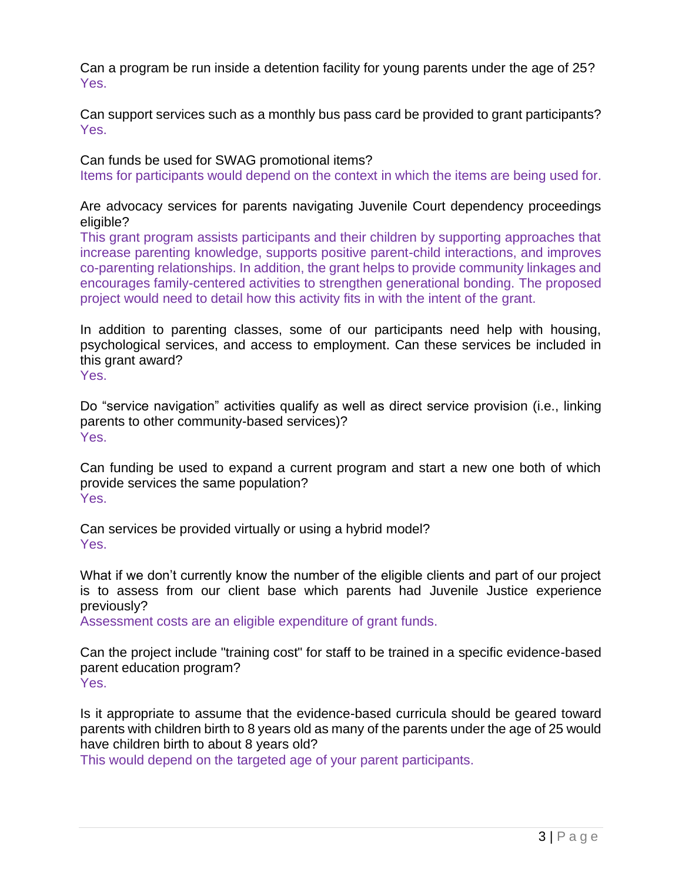Can a program be run inside a detention facility for young parents under the age of 25?
Yes.

Can support services such as a monthly bus pass card be provided to grant participants?
Yes.

Can funds be used for SWAG promotional items?
Items for participants would depend on the context in which the items are being used for.

Are advocacy services for parents navigating Juvenile Court dependency proceedings eligible?
This grant program assists participants and their children by supporting approaches that increase parenting knowledge, supports positive parent-child interactions, and improves co-parenting relationships. In addition, the grant helps to provide community linkages and encourages family-centered activities to strengthen generational bonding. The proposed project would need to detail how this activity fits in with the intent of the grant.

In addition to parenting classes, some of our participants need help with housing, psychological services, and access to employment. Can these services be included in this grant award?
Yes.

Do "service navigation" activities qualify as well as direct service provision (i.e., linking parents to other community-based services)?
Yes.

Can funding be used to expand a current program and start a new one both of which provide services the same population?
Yes.

Can services be provided virtually or using a hybrid model?
Yes.

What if we don't currently know the number of the eligible clients and part of our project is to assess from our client base which parents had Juvenile Justice experience previously?
Assessment costs are an eligible expenditure of grant funds.

Can the project include "training cost" for staff to be trained in a specific evidence-based parent education program?
Yes.

Is it appropriate to assume that the evidence-based curricula should be geared toward parents with children birth to 8 years old as many of the parents under the age of 25 would have children birth to about 8 years old?
This would depend on the targeted age of your parent participants.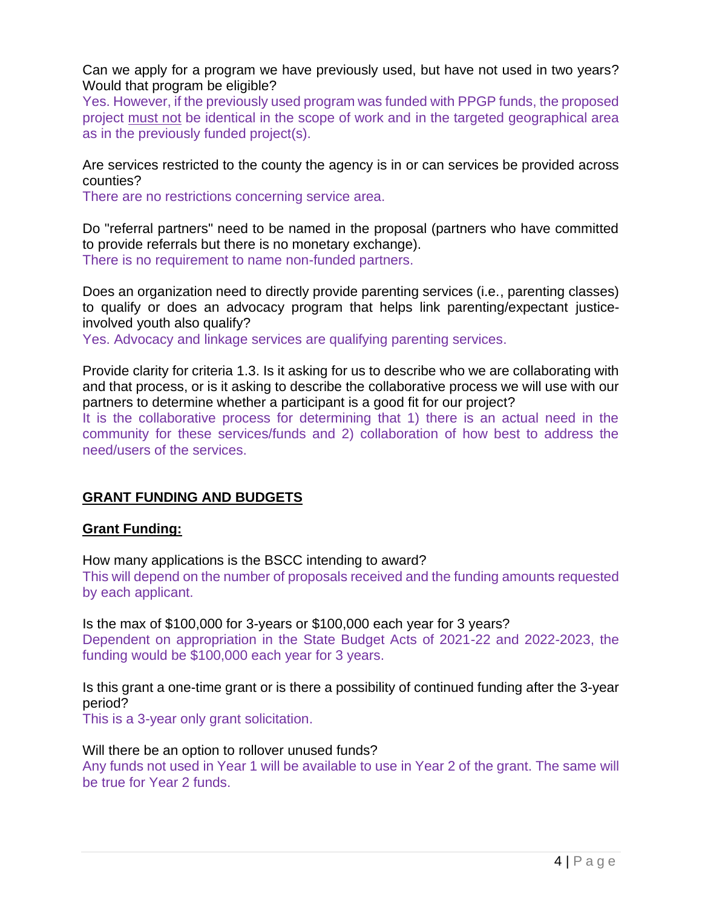Can we apply for a program we have previously used, but have not used in two years? Would that program be eligible?

Yes. However, if the previously used program was funded with PPGP funds, the proposed project must not be identical in the scope of work and in the targeted geographical area as in the previously funded project(s).

Are services restricted to the county the agency is in or can services be provided across counties?

There are no restrictions concerning service area.

Do "referral partners" need to be named in the proposal (partners who have committed to provide referrals but there is no monetary exchange).

There is no requirement to name non-funded partners.

Does an organization need to directly provide parenting services (i.e., parenting classes) to qualify or does an advocacy program that helps link parenting/expectant justice-involved youth also qualify?

Yes. Advocacy and linkage services are qualifying parenting services.

Provide clarity for criteria 1.3. Is it asking for us to describe who we are collaborating with and that process, or is it asking to describe the collaborative process we will use with our partners to determine whether a participant is a good fit for our project?

It is the collaborative process for determining that 1) there is an actual need in the community for these services/funds and 2) collaboration of how best to address the need/users of the services.

## GRANT FUNDING AND BUDGETS

### Grant Funding:

How many applications is the BSCC intending to award?

This will depend on the number of proposals received and the funding amounts requested by each applicant.

Is the max of $100,000 for 3-years or $100,000 each year for 3 years?

Dependent on appropriation in the State Budget Acts of 2021-22 and 2022-2023, the funding would be $100,000 each year for 3 years.

Is this grant a one-time grant or is there a possibility of continued funding after the 3-year period?

This is a 3-year only grant solicitation.

Will there be an option to rollover unused funds?

Any funds not used in Year 1 will be available to use in Year 2 of the grant. The same will be true for Year 2 funds.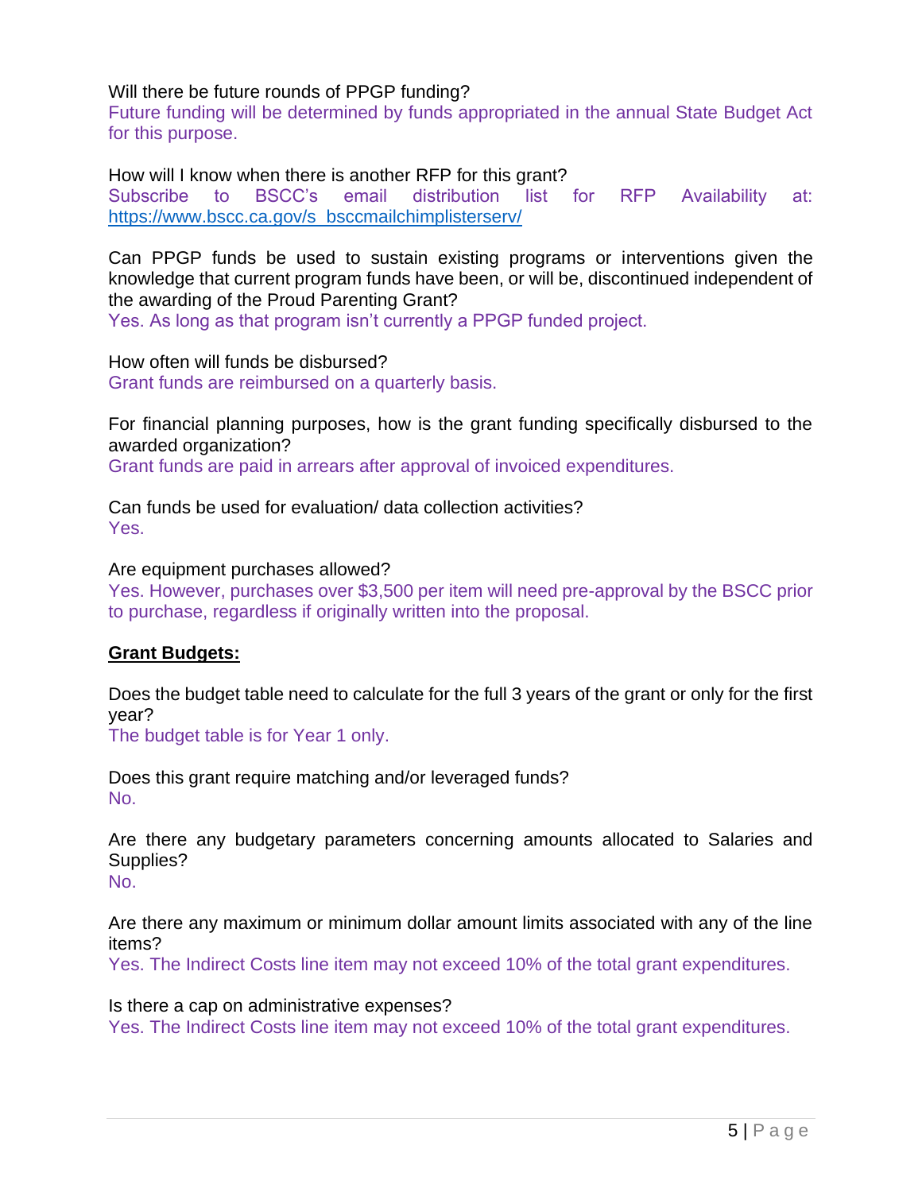Will there be future rounds of PPGP funding?
Future funding will be determined by funds appropriated in the annual State Budget Act for this purpose.

How will I know when there is another RFP for this grant?
Subscribe to BSCC's email distribution list for RFP Availability at: https://www.bscc.ca.gov/s_bsccmailchimplisterserv/

Can PPGP funds be used to sustain existing programs or interventions given the knowledge that current program funds have been, or will be, discontinued independent of the awarding of the Proud Parenting Grant?
Yes. As long as that program isn't currently a PPGP funded project.

How often will funds be disbursed?
Grant funds are reimbursed on a quarterly basis.

For financial planning purposes, how is the grant funding specifically disbursed to the awarded organization?
Grant funds are paid in arrears after approval of invoiced expenditures.

Can funds be used for evaluation/ data collection activities?
Yes.

Are equipment purchases allowed?
Yes. However, purchases over $3,500 per item will need pre-approval by the BSCC prior to purchase, regardless if originally written into the proposal.

**Grant Budgets:**

Does the budget table need to calculate for the full 3 years of the grant or only for the first year?
The budget table is for Year 1 only.

Does this grant require matching and/or leveraged funds?
No.

Are there any budgetary parameters concerning amounts allocated to Salaries and Supplies?
No.

Are there any maximum or minimum dollar amount limits associated with any of the line items?
Yes. The Indirect Costs line item may not exceed 10% of the total grant expenditures.

Is there a cap on administrative expenses?
Yes. The Indirect Costs line item may not exceed 10% of the total grant expenditures.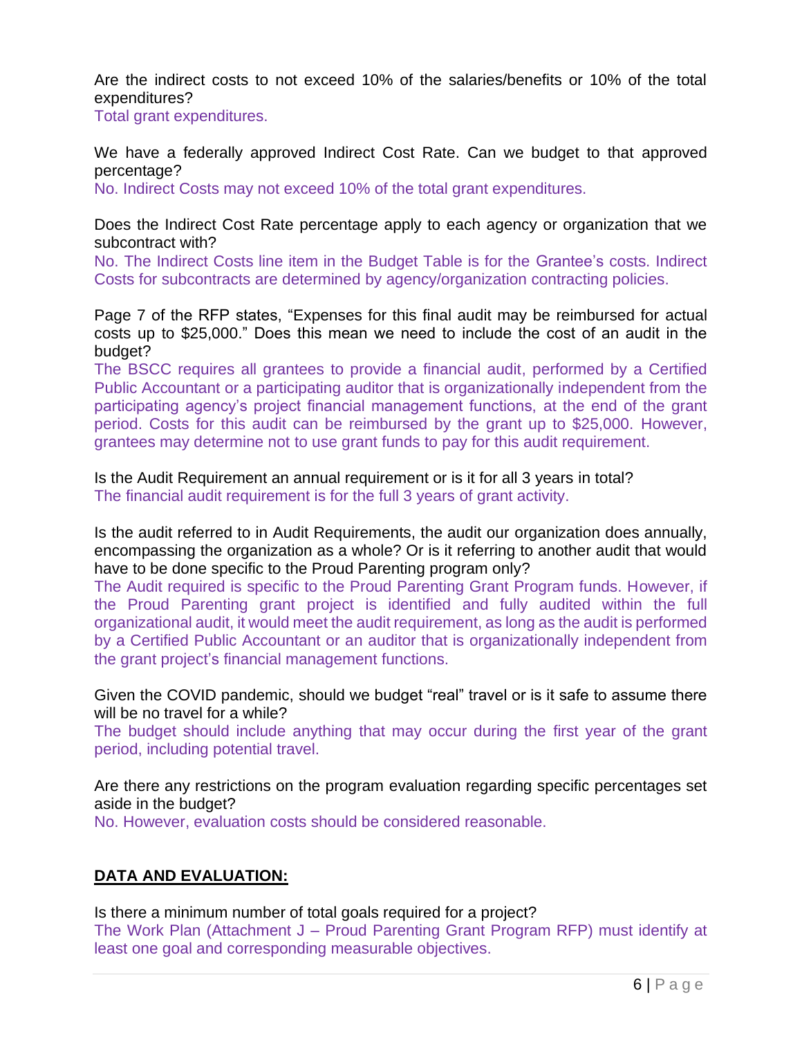Are the indirect costs to not exceed 10% of the salaries/benefits or 10% of the total expenditures?

Total grant expenditures.

We have a federally approved Indirect Cost Rate. Can we budget to that approved percentage?

No. Indirect Costs may not exceed 10% of the total grant expenditures.

Does the Indirect Cost Rate percentage apply to each agency or organization that we subcontract with?

No. The Indirect Costs line item in the Budget Table is for the Grantee's costs. Indirect Costs for subcontracts are determined by agency/organization contracting policies.

Page 7 of the RFP states, "Expenses for this final audit may be reimbursed for actual costs up to $25,000." Does this mean we need to include the cost of an audit in the budget?

The BSCC requires all grantees to provide a financial audit, performed by a Certified Public Accountant or a participating auditor that is organizationally independent from the participating agency's project financial management functions, at the end of the grant period. Costs for this audit can be reimbursed by the grant up to $25,000. However, grantees may determine not to use grant funds to pay for this audit requirement.

Is the Audit Requirement an annual requirement or is it for all 3 years in total?

The financial audit requirement is for the full 3 years of grant activity.

Is the audit referred to in Audit Requirements, the audit our organization does annually, encompassing the organization as a whole? Or is it referring to another audit that would have to be done specific to the Proud Parenting program only?

The Audit required is specific to the Proud Parenting Grant Program funds. However, if the Proud Parenting grant project is identified and fully audited within the full organizational audit, it would meet the audit requirement, as long as the audit is performed by a Certified Public Accountant or an auditor that is organizationally independent from the grant project's financial management functions.

Given the COVID pandemic, should we budget "real" travel or is it safe to assume there will be no travel for a while?

The budget should include anything that may occur during the first year of the grant period, including potential travel.

Are there any restrictions on the program evaluation regarding specific percentages set aside in the budget?

No. However, evaluation costs should be considered reasonable.

## **DATA AND EVALUATION:**

Is there a minimum number of total goals required for a project?

The Work Plan (Attachment J – Proud Parenting Grant Program RFP) must identify at least one goal and corresponding measurable objectives.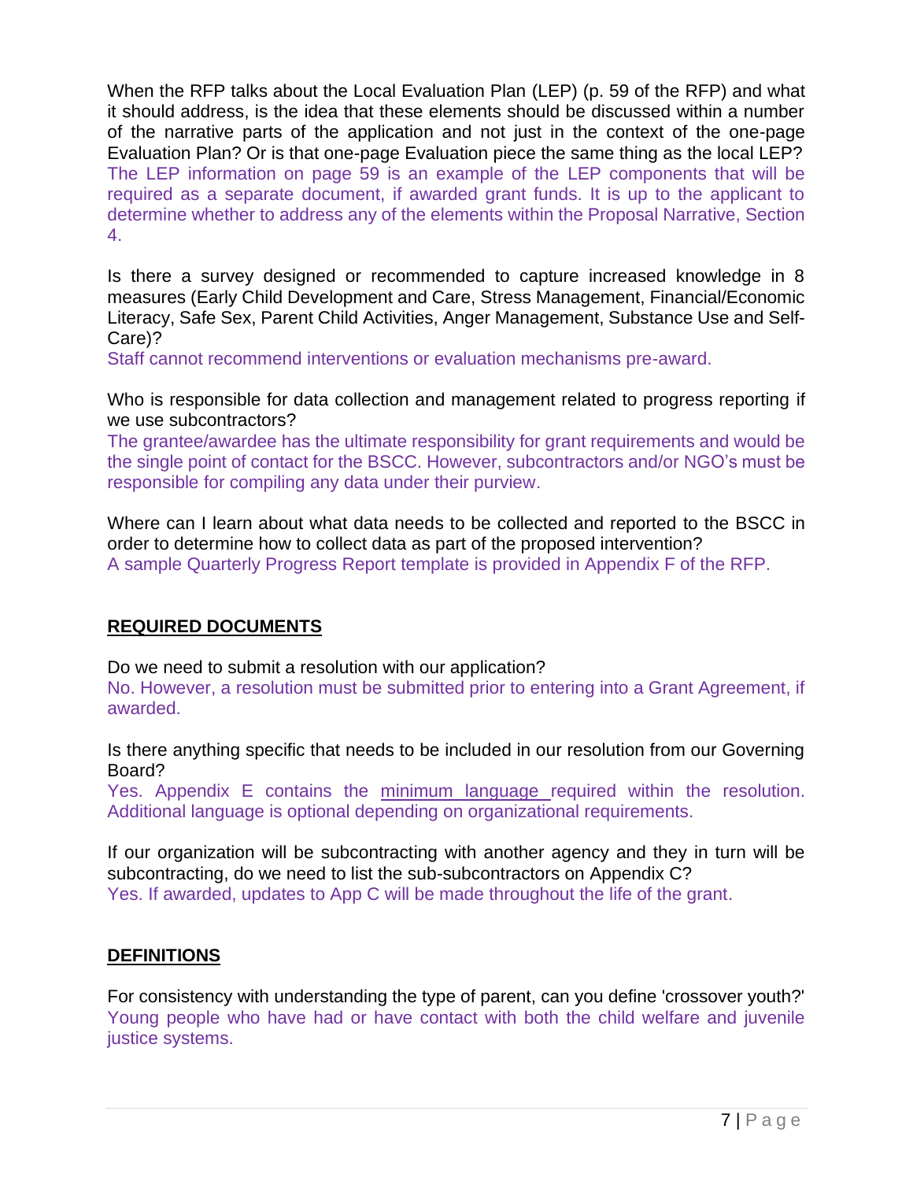When the RFP talks about the Local Evaluation Plan (LEP) (p. 59 of the RFP) and what it should address, is the idea that these elements should be discussed within a number of the narrative parts of the application and not just in the context of the one-page Evaluation Plan? Or is that one-page Evaluation piece the same thing as the local LEP?
The LEP information on page 59 is an example of the LEP components that will be required as a separate document, if awarded grant funds. It is up to the applicant to determine whether to address any of the elements within the Proposal Narrative, Section 4.

Is there a survey designed or recommended to capture increased knowledge in 8 measures (Early Child Development and Care, Stress Management, Financial/Economic Literacy, Safe Sex, Parent Child Activities, Anger Management, Substance Use and Self-Care)?
Staff cannot recommend interventions or evaluation mechanisms pre-award.

Who is responsible for data collection and management related to progress reporting if we use subcontractors?
The grantee/awardee has the ultimate responsibility for grant requirements and would be the single point of contact for the BSCC. However, subcontractors and/or NGO's must be responsible for compiling any data under their purview.

Where can I learn about what data needs to be collected and reported to the BSCC in order to determine how to collect data as part of the proposed intervention?
A sample Quarterly Progress Report template is provided in Appendix F of the RFP.

## REQUIRED DOCUMENTS

Do we need to submit a resolution with our application?
No. However, a resolution must be submitted prior to entering into a Grant Agreement, if awarded.

Is there anything specific that needs to be included in our resolution from our Governing Board?
Yes. Appendix E contains the minimum language required within the resolution. Additional language is optional depending on organizational requirements.

If our organization will be subcontracting with another agency and they in turn will be subcontracting, do we need to list the sub-subcontractors on Appendix C?
Yes. If awarded, updates to App C will be made throughout the life of the grant.

## DEFINITIONS

For consistency with understanding the type of parent, can you define 'crossover youth?'
Young people who have had or have contact with both the child welfare and juvenile justice systems.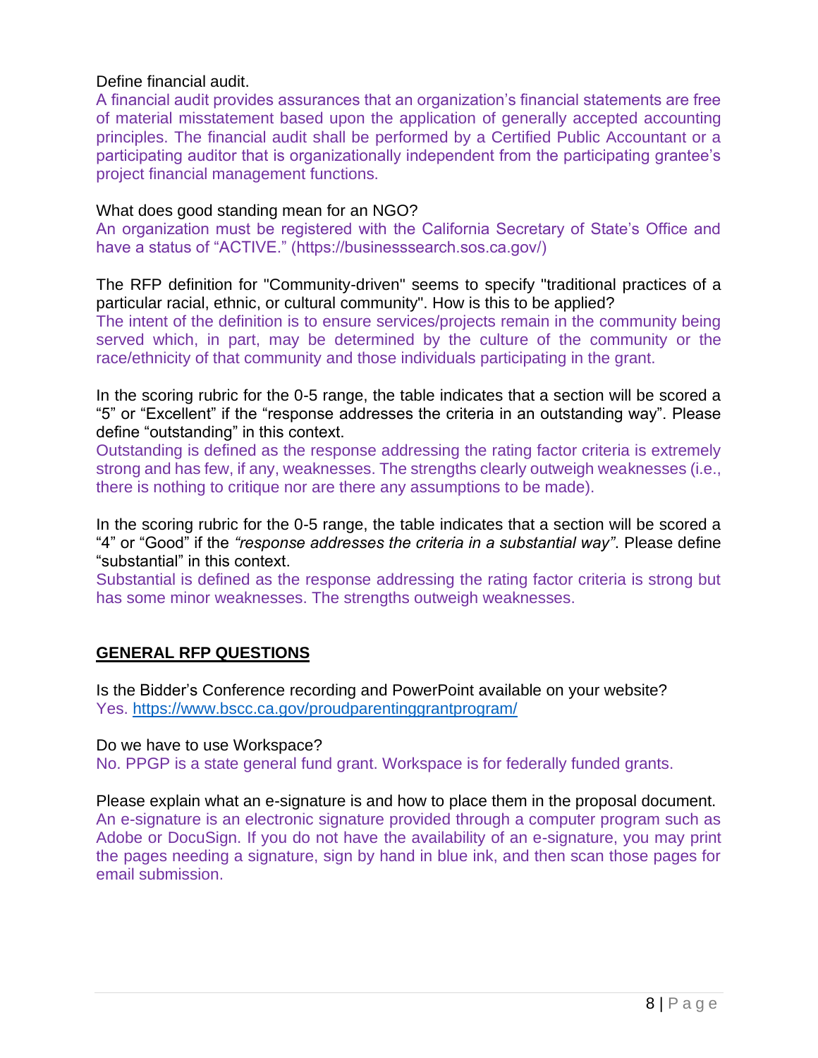Define financial audit.

A financial audit provides assurances that an organization's financial statements are free of material misstatement based upon the application of generally accepted accounting principles. The financial audit shall be performed by a Certified Public Accountant or a participating auditor that is organizationally independent from the participating grantee's project financial management functions.

What does good standing mean for an NGO?

An organization must be registered with the California Secretary of State's Office and have a status of "ACTIVE." (https://businesssearch.sos.ca.gov/)

The RFP definition for "Community-driven" seems to specify "traditional practices of a particular racial, ethnic, or cultural community". How is this to be applied?

The intent of the definition is to ensure services/projects remain in the community being served which, in part, may be determined by the culture of the community or the race/ethnicity of that community and those individuals participating in the grant.

In the scoring rubric for the 0-5 range, the table indicates that a section will be scored a "5" or "Excellent" if the "response addresses the criteria in an outstanding way". Please define "outstanding" in this context.

Outstanding is defined as the response addressing the rating factor criteria is extremely strong and has few, if any, weaknesses. The strengths clearly outweigh weaknesses (i.e., there is nothing to critique nor are there any assumptions to be made).

In the scoring rubric for the 0-5 range, the table indicates that a section will be scored a "4" or "Good" if the *"response addresses the criteria in a substantial way"*. Please define "substantial" in this context.

Substantial is defined as the response addressing the rating factor criteria is strong but has some minor weaknesses. The strengths outweigh weaknesses.

## GENERAL RFP QUESTIONS

Is the Bidder's Conference recording and PowerPoint available on your website?

Yes. [https://www.bscc.ca.gov/proudparentinggrantprogram/](https://www.bscc.ca.gov/proudparentinggrantprogram/)

Do we have to use Workspace?

No. PPGP is a state general fund grant. Workspace is for federally funded grants.

Please explain what an e-signature is and how to place them in the proposal document.

An e-signature is an electronic signature provided through a computer program such as Adobe or DocuSign. If you do not have the availability of an e-signature, you may print the pages needing a signature, sign by hand in blue ink, and then scan those pages for email submission.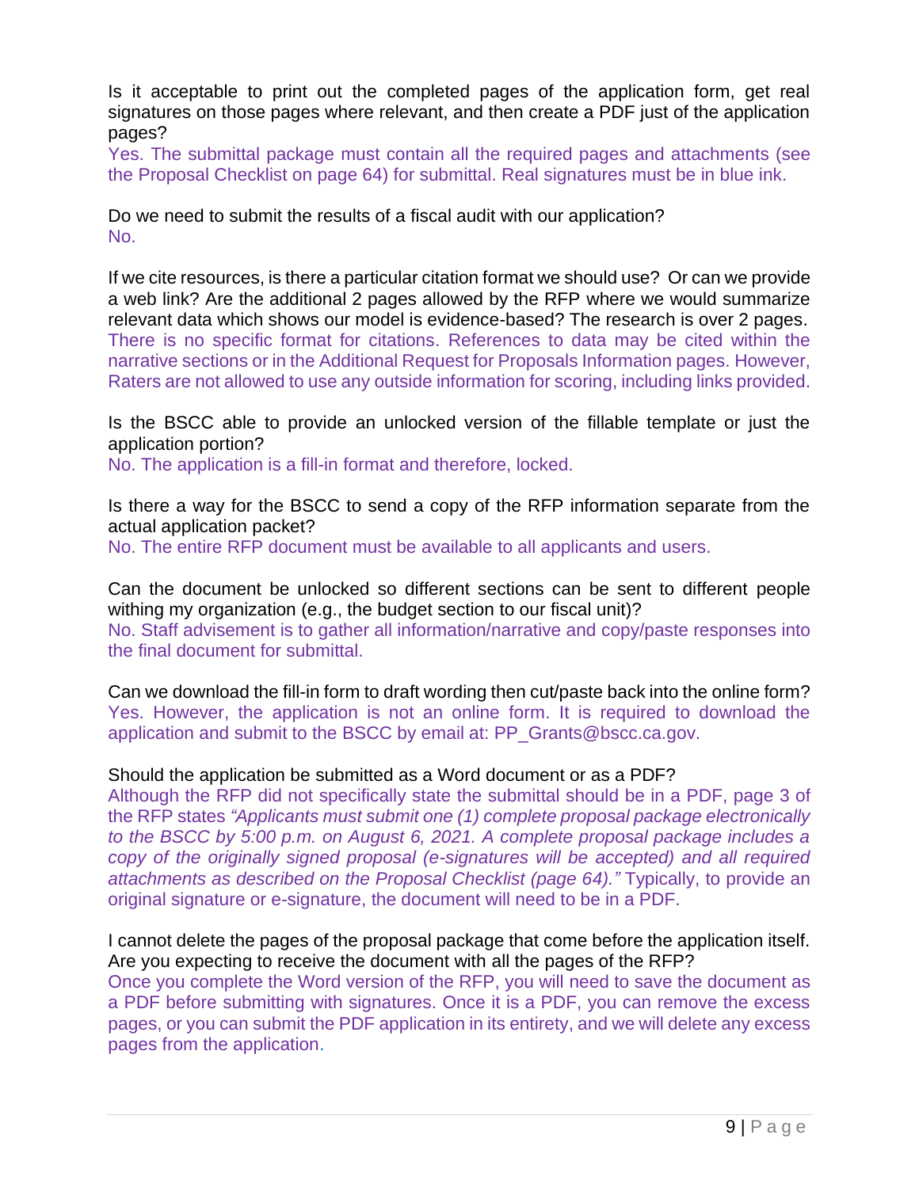Is it acceptable to print out the completed pages of the application form, get real signatures on those pages where relevant, and then create a PDF just of the application pages?
Yes. The submittal package must contain all the required pages and attachments (see the Proposal Checklist on page 64) for submittal. Real signatures must be in blue ink.

Do we need to submit the results of a fiscal audit with our application?
No.

If we cite resources, is there a particular citation format we should use? Or can we provide a web link? Are the additional 2 pages allowed by the RFP where we would summarize relevant data which shows our model is evidence-based? The research is over 2 pages.
There is no specific format for citations. References to data may be cited within the narrative sections or in the Additional Request for Proposals Information pages. However, Raters are not allowed to use any outside information for scoring, including links provided.

Is the BSCC able to provide an unlocked version of the fillable template or just the application portion?
No. The application is a fill-in format and therefore, locked.

Is there a way for the BSCC to send a copy of the RFP information separate from the actual application packet?
No. The entire RFP document must be available to all applicants and users.

Can the document be unlocked so different sections can be sent to different people withing my organization (e.g., the budget section to our fiscal unit)?
No. Staff advisement is to gather all information/narrative and copy/paste responses into the final document for submittal.

Can we download the fill-in form to draft wording then cut/paste back into the online form?
Yes. However, the application is not an online form. It is required to download the application and submit to the BSCC by email at: PP_Grants@bscc.ca.gov.

Should the application be submitted as a Word document or as a PDF?
Although the RFP did not specifically state the submittal should be in a PDF, page 3 of the RFP states *"Applicants must submit one (1) complete proposal package electronically to the BSCC by 5:00 p.m. on August 6, 2021. A complete proposal package includes a copy of the originally signed proposal (e-signatures will be accepted) and all required attachments as described on the Proposal Checklist (page 64)."* Typically, to provide an original signature or e-signature, the document will need to be in a PDF.

I cannot delete the pages of the proposal package that come before the application itself. Are you expecting to receive the document with all the pages of the RFP?
Once you complete the Word version of the RFP, you will need to save the document as a PDF before submitting with signatures. Once it is a PDF, you can remove the excess pages, or you can submit the PDF application in its entirety, and we will delete any excess pages from the application.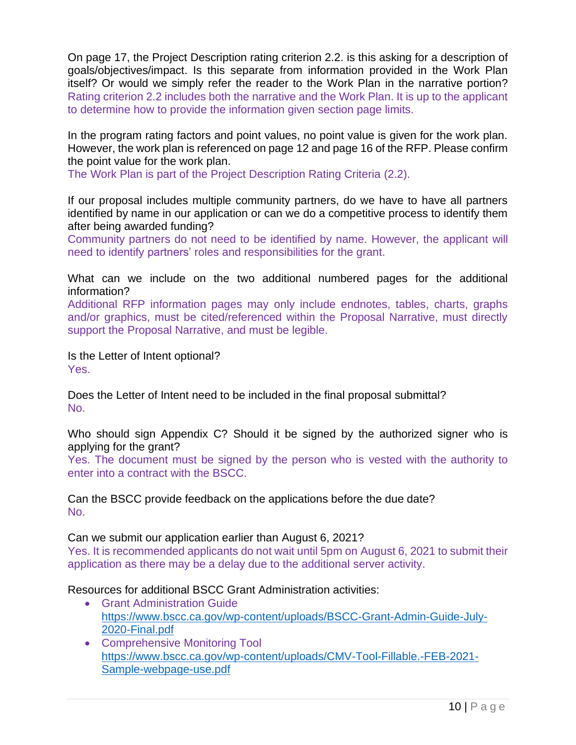On page 17, the Project Description rating criterion 2.2. is this asking for a description of goals/objectives/impact. Is this separate from information provided in the Work Plan itself? Or would we simply refer the reader to the Work Plan in the narrative portion?
Rating criterion 2.2 includes both the narrative and the Work Plan. It is up to the applicant to determine how to provide the information given section page limits.

In the program rating factors and point values, no point value is given for the work plan. However, the work plan is referenced on page 12 and page 16 of the RFP. Please confirm the point value for the work plan.
The Work Plan is part of the Project Description Rating Criteria (2.2).

If our proposal includes multiple community partners, do we have to have all partners identified by name in our application or can we do a competitive process to identify them after being awarded funding?
Community partners do not need to be identified by name. However, the applicant will need to identify partners' roles and responsibilities for the grant.

What can we include on the two additional numbered pages for the additional information?
Additional RFP information pages may only include endnotes, tables, charts, graphs and/or graphics, must be cited/referenced within the Proposal Narrative, must directly support the Proposal Narrative, and must be legible.

Is the Letter of Intent optional?
Yes.

Does the Letter of Intent need to be included in the final proposal submittal?
No.

Who should sign Appendix C? Should it be signed by the authorized signer who is applying for the grant?
Yes. The document must be signed by the person who is vested with the authority to enter into a contract with the BSCC.

Can the BSCC provide feedback on the applications before the due date?
No.

Can we submit our application earlier than August 6, 2021?
Yes. It is recommended applicants do not wait until 5pm on August 6, 2021 to submit their application as there may be a delay due to the additional server activity.

Resources for additional BSCC Grant Administration activities:

- Grant Administration Guide
  https://www.bscc.ca.gov/wp-content/uploads/BSCC-Grant-Admin-Guide-July-2020-Final.pdf
- Comprehensive Monitoring Tool
  https://www.bscc.ca.gov/wp-content/uploads/CMV-Tool-Fillable.-FEB-2021-Sample-webpage-use.pdf